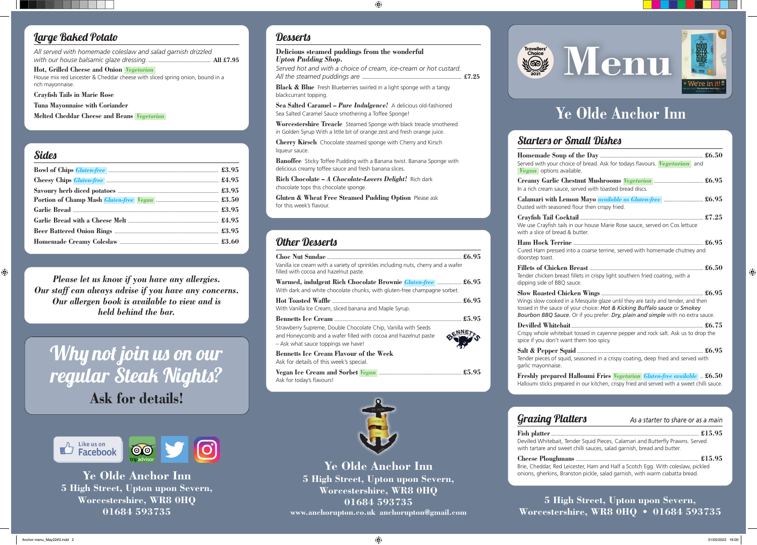## Large Baked Potato

*All served with homemade coleslaw and salad garnish drizzled with our house balsamic glaze dressing.* **All £7.95**

**Hot, Grilled Cheese and Onion** *Vegetarian*
House mix red Leicester & Cheddar cheese with sliced spring onion, bound in a rich mayonnaise.

**Crayfish Tails in Marie Rose**

**Tuna Mayonnaise with Coriander**

**Melted Cheddar Cheese and Beans** *Vegetarian*

## Sides

| Item | Price |
|---|---|
| Bowl of Chips *Gluten-free* | £3.95 |
| Cheesy Chips *Gluten-free* | £4.95 |
| Savoury herb diced potatoes | £3.95 |
| Portion of Champ Mash *Gluten-free* *Vegan* | £3.50 |
| Garlic Bread | £3.95 |
| Garlic Bread with a Cheese Melt | £4.95 |
| Beer Battered Onion Rings | £3.95 |
| Homemade Creamy Coleslaw | £3.60 |

*Please let us know if you have any allergies. Our staff can always advise if you have any concerns. Our allergen book is available to view and is held behind the bar.*

## Why not join us on our regular Steak Nights?

**Ask for details!**

Like us on Facebook

tripadvisor

**Ye Olde Anchor Inn**
**5 High Street, Upton upon Severn, Worcestershire, WR8 0HQ**
**01684 593735**

## Desserts

**Delicious steamed puddings from the wonderful *Upton Pudding Shop.***
*Served hot and with a choice of cream, ice-cream or hot custard. All the steamed puddings are* **£7.25**

**Black & Blue** Fresh Blueberries swirled in a light sponge with a tangy blackcurrant topping.

**Sea Salted Caramel – *Pure Indulgence!*** A delicious old-fashioned Sea Salted Caramel Sauce smothering a Toffee Sponge!

**Worcestershire Treacle** Steamed Sponge with black treacle smothered in Golden Syrup With a little bit of orange zest and fresh orange juice.

**Cherry Kirsch** Chocolate steamed sponge with Cherry and Kirsch liqueur sauce.

**Banoffee** Sticky Toffee Pudding with a Banana twist. Banana Sponge with delicious creamy toffee sauce and fresh banana slices.

**Rich Chocolate – *A Chocolate-Lovers Delight!*** Rich dark chocolate tops this chocolate sponge.

**Gluten & Wheat Free Steamed Pudding Option** Please ask for this week's flavour.

## Other Desserts

**Choc Nut Sundae** **£6.95**
Vanilla ice cream with a variety of sprinkles including nuts, cherry and a wafer filled with cocoa and hazelnut paste.

**Warmed, indulgent Rich Chocolate Brownie** *Gluten-free* **£6.95**
With dark and white chocolate chunks, with gluten-free champagne sorbet.

**Hot Toasted Waffle** **£6.95**
With Vanilla Ice Cream, sliced banana and Maple Syrup.

**Bennetts Ice Cream** **£5.95**
Strawberry Supreme, Double Chocolate Chip, Vanilla with Seeds and Honeycomb and a wafer filled with cocoa and hazelnut paste – Ask what sauce toppings we have!

**Bennetts Ice Cream Flavour of the Week**
Ask for details of this week's special.

**Vegan Ice Cream and Sorbet** *Vegan* **£5.95**
Ask for today's flavours!

**Ye Olde Anchor Inn**
**5 High Street, Upton upon Severn, Worcestershire, WR8 0HQ**
**01684 593735**
**www.anchorupton.co.uk anchorupton@gmail.com**

Travellers' Choice 2021

# Menu

The Good Beer Guide 2022 – We're in it!

# Ye Olde Anchor Inn

## Starters or Small Dishes

**Homemade Soup of the Day** **£6.50**
Served with your choice of bread. Ask for todays flavours. *Vegetarian* and *Vegan* options available.

**Creamy Garlic Chestnut Mushrooms** *Vegetarian* **£6.95**
In a rich cream sauce, served with toasted bread discs.

**Calamari with Lemon Mayo** *available as Gluten-free* **£6.95**
Dusted with seasoned flour then crispy fried.

**Crayfish Tail Cocktail** **£7.25**
We use Crayfish tails in our house Marie Rose sauce, served on Cos lettuce with a slice of bread & butter.

**Ham Hock Terrine** **£6.95**
Cured Ham pressed into a coarse terrine, served with homemade chutney and doorstep toast.

**Fillets of Chicken Breast** **£6.50**
Tender chicken breast fillets in crispy light southern fried coating, with a dipping side of BBQ sauce.

**Slow Roasted Chicken Wings** **£6.95**
Wings slow cooked in a Mesquite glaze until they are tasty and tender, and then tossed in the sauce of your choice: *Hot & Kicking Buffalo sauce* or *Smokey Bourbon BBQ Sauce.* Or if you prefer: *Dry, plain and simple* with no extra sauce.

**Devilled Whitebait** **£6.75**
Crispy whole whitebait tossed in cayenne pepper and rock salt. Ask us to drop the spice if you don't want them too spicy.

**Salt & Pepper Squid** **£6.95**
Tender pieces of squid, seasoned in a crispy coating, deep fried and served with garlic mayonnaise.

**Freshly prepared Halloumi Fries** *Vegetarian* *Gluten-free available* **£6.50**
Halloumi sticks prepared in our kitchen, crispy fried and served with a sweet chilli sauce.

## Grazing Platters

*As a starter to share or as a main*

**Fish platter** **£15.95**
Devilled Whitebait, Tender Squid Pieces, Calamari and Butterfly Prawns. Served with tartare and sweet chilli sauces, salad garnish, bread and butter.

**Cheese Ploughmans** **£15.95**
Brie, Cheddar, Red Leicester, Ham and Half a Scotch Egg. With coleslaw, pickled onions, gherkins, Branston pickle, salad garnish, with warm ciabatta bread.

**5 High Street, Upton upon Severn, Worcestershire, WR8 0HQ • 01684 593735**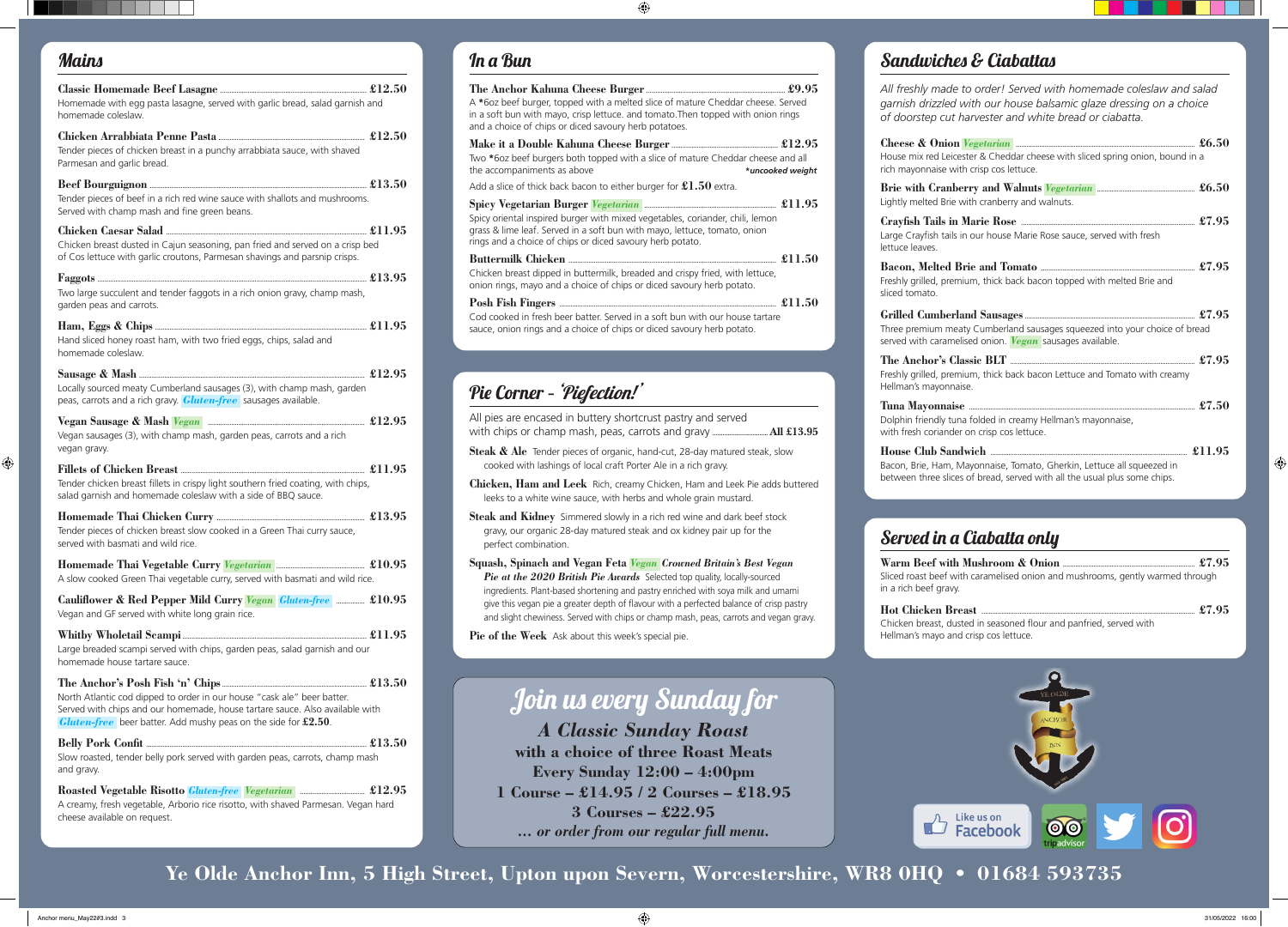## Mains

**Classic Homemade Beef Lasagne** ........ **£12.50**
Homemade with egg pasta lasagne, served with garlic bread, salad garnish and homemade coleslaw.

**Chicken Arrabbiata Penne Pasta** ........ **£12.50**
Tender pieces of chicken breast in a punchy arrabbiata sauce, with shaved Parmesan and garlic bread.

**Beef Bourguignon** ........ **£13.50**
Tender pieces of beef in a rich red wine sauce with shallots and mushrooms. Served with champ mash and fine green beans.

**Chicken Caesar Salad** ........ **£11.95**
Chicken breast dusted in Cajun seasoning, pan fried and served on a crisp bed of Cos lettuce with garlic croutons, Parmesan shavings and parsnip crisps.

**Faggots** ........ **£13.95**
Two large succulent and tender faggots in a rich onion gravy, champ mash, garden peas and carrots.

**Ham, Eggs & Chips** ........ **£11.95**
Hand sliced honey roast ham, with two fried eggs, chips, salad and homemade coleslaw.

**Sausage & Mash** ........ **£12.95**
Locally sourced meaty Cumberland sausages (3), with champ mash, garden peas, carrots and a rich gravy. *Gluten-free* sausages available.

**Vegan Sausage & Mash** *Vegan* ........ **£12.95**
Vegan sausages (3), with champ mash, garden peas, carrots and a rich vegan gravy.

**Fillets of Chicken Breast** ........ **£11.95**
Tender chicken breast fillets in crispy light southern fried coating, with chips, salad garnish and homemade coleslaw with a side of BBQ sauce.

**Homemade Thai Chicken Curry** ........ **£13.95**
Tender pieces of chicken breast slow cooked in a Green Thai curry sauce, served with basmati and wild rice.

**Homemade Thai Vegetable Curry** *Vegetarian* ........ **£10.95**
A slow cooked Green Thai vegetable curry, served with basmati and wild rice.

**Cauliflower & Red Pepper Mild Curry** *Vegan* *Gluten-free* ........ **£10.95**
Vegan and GF served with white long grain rice.

**Whitby Wholetail Scampi** ........ **£11.95**
Large breaded scampi served with chips, garden peas, salad garnish and our homemade house tartare sauce.

**The Anchor's Posh Fish 'n' Chips** ........ **£13.50**
North Atlantic cod dipped to order in our house "cask ale" beer batter. Served with chips and our homemade, house tartare sauce. Also available with *Gluten-free* beer batter. Add mushy peas on the side for **£2.50**.

**Belly Pork Confit** ........ **£13.50**
Slow roasted, tender belly pork served with garden peas, carrots, champ mash and gravy.

**Roasted Vegetable Risotto** *Gluten-free* *Vegetarian* ........ **£12.95**
A creamy, fresh vegetable, Arborio rice risotto, with shaved Parmesan. Vegan hard cheese available on request.

## In a Bun

**The Anchor Kahuna Cheese Burger** ........ **£9.95**
A *6oz beef burger, topped with a melted slice of mature Cheddar cheese. Served in a soft bun with mayo, crisp lettuce. and tomato.Then topped with onion rings and a choice of chips or diced savoury herb potatoes.

**Make it a Double Kahuna Cheese Burger** ........ **£12.95**
Two *6oz beef burgers both topped with a slice of mature Cheddar cheese and all the accompaniments as above *\*uncooked weight*

Add a slice of thick back bacon to either burger for **£1.50** extra.

**Spicy Vegetarian Burger** *Vegetarian* ........ **£11.95**
Spicy oriental inspired burger with mixed vegetables, coriander, chili, lemon grass & lime leaf. Served in a soft bun with mayo, lettuce, tomato, onion rings and a choice of chips or diced savoury herb potato.

**Buttermilk Chicken** ........ **£11.50**
Chicken breast dipped in buttermilk, breaded and crispy fried, with lettuce, onion rings, mayo and a choice of chips or diced savoury herb potato.

**Posh Fish Fingers** ........ **£11.50**
Cod cooked in fresh beer batter. Served in a soft bun with our house tartare sauce, onion rings and a choice of chips or diced savoury herb potato.

## Pie Corner - 'Piefection!'

All pies are encased in buttery shortcrust pastry and served with chips or champ mash, peas, carrots and gravy ........ **All £13.95**

**Steak & Ale** Tender pieces of organic, hand-cut, 28-day matured steak, slow cooked with lashings of local craft Porter Ale in a rich gravy.

**Chicken, Ham and Leek** Rich, creamy Chicken, Ham and Leek Pie adds buttered leeks to a white wine sauce, with herbs and whole grain mustard.

**Steak and Kidney** Simmered slowly in a rich red wine and dark beef stock gravy, our organic 28-day matured steak and ox kidney pair up for the perfect combination.

**Squash, Spinach and Vegan Feta** *Vegan* ***Crowned Britain's Best Vegan Pie at the 2020 British Pie Awards*** Selected top quality, locally-sourced ingredients. Plant-based shortening and pastry enriched with soya milk and umami give this vegan pie a greater depth of flavour with a perfected balance of crisp pastry and slight chewiness. Served with chips or champ mash, peas, carrots and vegan gravy.

**Pie of the Week** Ask about this week's special pie.

## Join us every Sunday for

**A Classic Sunday Roast**
**with a choice of three Roast Meats**
**Every Sunday 12:00 – 4:00pm**
**1 Course – £14.95 / 2 Courses – £18.95**
**3 Courses – £22.95**
***... or order from our regular full menu.***

## Sandwiches & Ciabattas

*All freshly made to order! Served with homemade coleslaw and salad garnish drizzled with our house balsamic glaze dressing on a choice of doorstep cut harvester and white bread or ciabatta.*

**Cheese & Onion** *Vegetarian* ........ **£6.50**
House mix red Leicester & Cheddar cheese with sliced spring onion, bound in a rich mayonnaise with crisp cos lettuce.

**Brie with Cranberry and Walnuts** *Vegetarian* ........ **£6.50**
Lightly melted Brie with cranberry and walnuts.

**Crayfish Tails in Marie Rose** ........ **£7.95**
Large Crayfish tails in our house Marie Rose sauce, served with fresh lettuce leaves.

**Bacon, Melted Brie and Tomato** ........ **£7.95**
Freshly grilled, premium, thick back bacon topped with melted Brie and sliced tomato.

**Grilled Cumberland Sausages** ........ **£7.95**
Three premium meaty Cumberland sausages squeezed into your choice of bread served with caramelised onion. *Vegan* sausages available.

**The Anchor's Classic BLT** ........ **£7.95**
Freshly grilled, premium, thick back bacon Lettuce and Tomato with creamy Hellman's mayonnaise.

**Tuna Mayonnaise** ........ **£7.50**
Dolphin friendly tuna folded in creamy Hellman's mayonnaise, with fresh coriander on crisp cos lettuce.

**House Club Sandwich** ........ **£11.95**
Bacon, Brie, Ham, Mayonnaise, Tomato, Gherkin, Lettuce all squeezed in between three slices of bread, served with all the usual plus some chips.

## Served in a Ciabatta only

**Warm Beef with Mushroom & Onion** ........ **£7.95**
Sliced roast beef with caramelised onion and mushrooms, gently warmed through in a rich beef gravy.

**Hot Chicken Breast** ........ **£7.95**
Chicken breast, dusted in seasoned flour and panfried, served with Hellman's mayo and crisp cos lettuce.

Like us on Facebook

**Ye Olde Anchor Inn, 5 High Street, Upton upon Severn, Worcestershire, WR8 0HQ • 01684 593735**